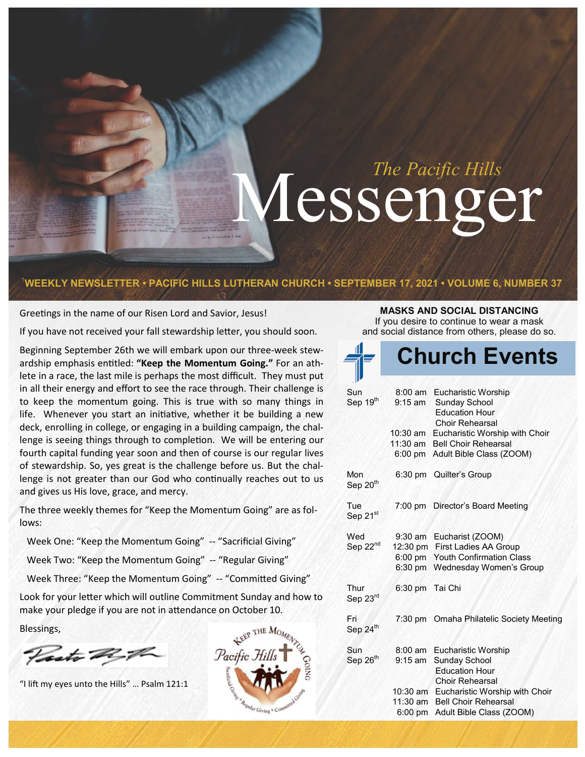# *The Pacific Hills* Messenger

**WEEKLY NEWSLETTER • PACIFIC HILLS LUTHERAN CHURCH • SEPTEMBER 17, 2021 • VOLUME 6, NUMBER 37**

Greetings in the name of our Risen Lord and Savior, Jesus!

If you have not received your fall stewardship letter, you should soon.

Beginning September 26th we will embark upon our three-week stewardship emphasis entitled: **"Keep the Momentum Going."** For an athlete in a race, the last mile is perhaps the most difficult. They must put in all their energy and effort to see the race through. Their challenge is to keep the momentum going. This is true with so many things in life. Whenever you start an initiative, whether it be building a new deck, enrolling in college, or engaging in a building campaign, the challenge is seeing things through to completion. We will be entering our fourth capital funding year soon and then of course is our regular lives of stewardship. So, yes great is the challenge before us. But the challenge is not greater than our God who continually reaches out to us and gives us His love, grace, and mercy.

The three weekly themes for "Keep the Momentum Going" are as follows:

Week One: "Keep the Momentum Going" -- "Sacrificial Giving"

Week Two: "Keep the Momentum Going" -- "Regular Giving"

Week Three: "Keep the Momentum Going" -- "Committed Giving"

Look for your letter which will outline Commitment Sunday and how to make your pledge if you are not in attendance on October 10.

Blessings,

Pastor

"I lift my eyes unto the Hills" … Psalm 121:1

Keep the Momentum Going — Pacific Hills — Sacrificial Giving • Regular Giving • Committed Giving

**MASKS AND SOCIAL DISTANCING**

If you desire to continue to wear a mask and social distance from others, please do so.

## Church Events

| Day | Time | Event |
|---|---|---|
| Sun Sep 19th | 8:00 am | Eucharistic Worship |
| | 9:15 am | Sunday School |
| | | Education Hour |
| | | Choir Rehearsal |
| | 10:30 am | Eucharistic Worship with Choir |
| | 11:30 am | Bell Choir Rehearsal |
| | 6:00 pm | Adult Bible Class (ZOOM) |
| Mon Sep 20th | 6:30 pm | Quilter's Group |
| Tue Sep 21st | 7:00 pm | Director's Board Meeting |
| Wed Sep 22nd | 9:30 am | Eucharist (ZOOM) |
| | 12:30 pm | First Ladies AA Group |
| | 6:00 pm | Youth Confirmation Class |
| | 6:30 pm | Wednesday Women's Group |
| Thur Sep 23rd | 6:30 pm | Tai Chi |
| Fri Sep 24th | 7:30 pm | Omaha Philatelic Society Meeting |
| Sun Sep 26th | 8:00 am | Eucharistic Worship |
| | 9:15 am | Sunday School |
| | | Education Hour |
| | | Choir Rehearsal |
| | 10:30 am | Eucharistic Worship with Choir |
| | 11:30 am | Bell Choir Rehearsal |
| | 6:00 pm | Adult Bible Class (ZOOM) |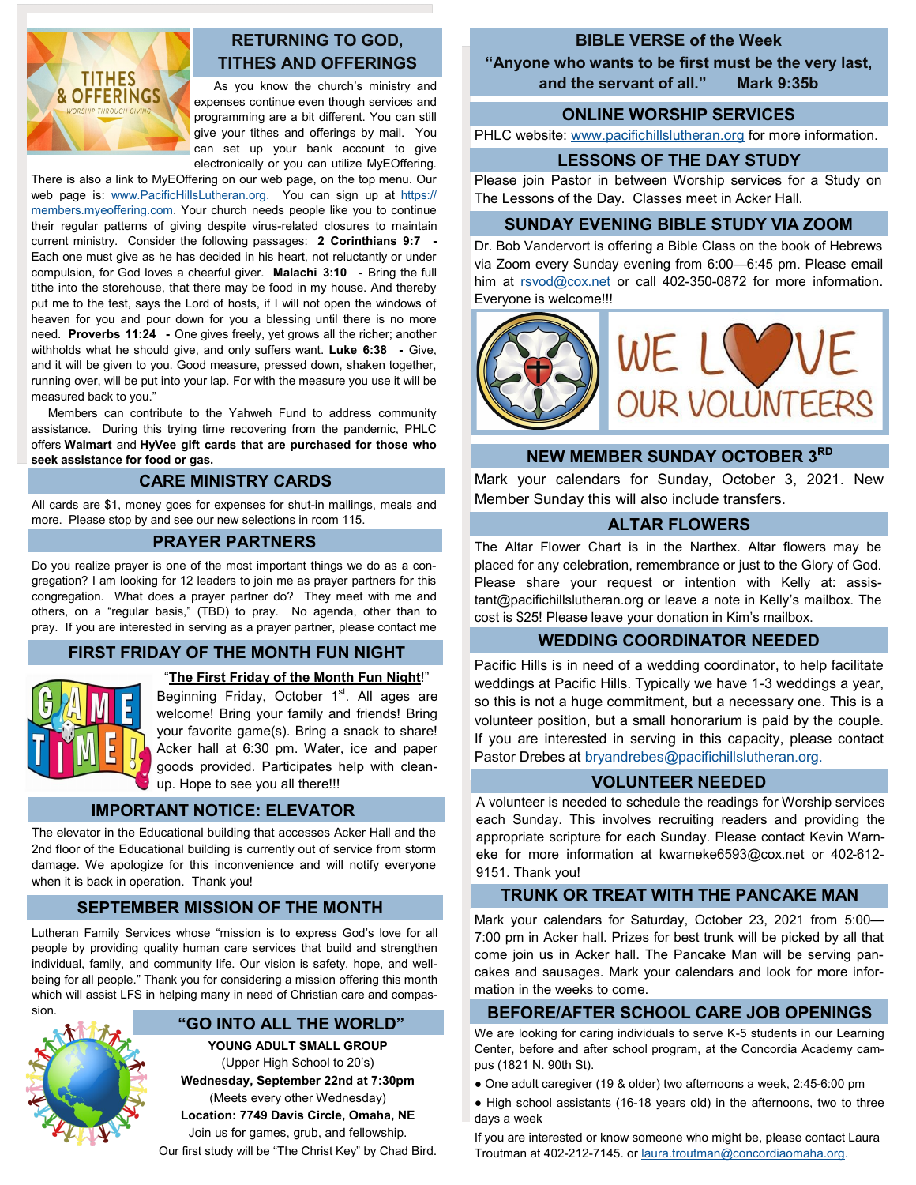## RETURNING TO GOD, TITHES AND OFFERINGS

As you know the church's ministry and expenses continue even though services and programming are a bit different. You can still give your tithes and offerings by mail. You can set up your bank account to give electronically or you can utilize MyEOffering. There is also a link to MyEOffering on our web page, on the top menu. Our web page is: www.PacificHillsLutheran.org. You can sign up at https://members.myeoffering.com. Your church needs people like you to continue their regular patterns of giving despite virus-related closures to maintain current ministry. Consider the following passages: **2 Corinthians 9:7 -** Each one must give as he has decided in his heart, not reluctantly or under compulsion, for God loves a cheerful giver. **Malachi 3:10 -** Bring the full tithe into the storehouse, that there may be food in my house. And thereby put me to the test, says the Lord of hosts, if I will not open the windows of heaven for you and pour down for you a blessing until there is no more need. **Proverbs 11:24 -** One gives freely, yet grows all the richer; another withholds what he should give, and only suffers want. **Luke 6:38 -** Give, and it will be given to you. Good measure, pressed down, shaken together, running over, will be put into your lap. For with the measure you use it will be measured back to you."

Members can contribute to the Yahweh Fund to address community assistance. During this trying time recovering from the pandemic, PHLC offers **Walmart** and **HyVee gift cards that are purchased for those who seek assistance for food or gas.**

## CARE MINISTRY CARDS

All cards are $1, money goes for expenses for shut-in mailings, meals and more. Please stop by and see our new selections in room 115.

## PRAYER PARTNERS

Do you realize prayer is one of the most important things we do as a congregation? I am looking for 12 leaders to join me as prayer partners for this congregation. What does a prayer partner do? They meet with me and others, on a "regular basis," (TBD) to pray. No agenda, other than to pray. If you are interested in serving as a prayer partner, please contact me

## FIRST FRIDAY OF THE MONTH FUN NIGHT

"**The First Friday of the Month Fun Night**!"

Beginning Friday, October 1st. All ages are welcome! Bring your family and friends! Bring your favorite game(s). Bring a snack to share! Acker hall at 6:30 pm. Water, ice and paper goods provided. Participates help with clean-up. Hope to see you all there!!!

## IMPORTANT NOTICE: ELEVATOR

The elevator in the Educational building that accesses Acker Hall and the 2nd floor of the Educational building is currently out of service from storm damage. We apologize for this inconvenience and will notify everyone when it is back in operation. Thank you!

## SEPTEMBER MISSION OF THE MONTH

Lutheran Family Services whose "mission is to express God's love for all people by providing quality human care services that build and strengthen individual, family, and community life. Our vision is safety, hope, and well-being for all people." Thank you for considering a mission offering this month which will assist LFS in helping many in need of Christian care and compassion.

## "GO INTO ALL THE WORLD"

**YOUNG ADULT SMALL GROUP**

(Upper High School to 20's)

**Wednesday, September 22nd at 7:30pm**

(Meets every other Wednesday)

**Location: 7749 Davis Circle, Omaha, NE**

Join us for games, grub, and fellowship.

Our first study will be "The Christ Key" by Chad Bird.

## BIBLE VERSE of the Week

**"Anyone who wants to be first must be the very last, and the servant of all." Mark 9:35b**

## ONLINE WORSHIP SERVICES

PHLC website: www.pacifichillslutheran.org for more information.

## LESSONS OF THE DAY STUDY

Please join Pastor in between Worship services for a Study on The Lessons of the Day. Classes meet in Acker Hall.

## SUNDAY EVENING BIBLE STUDY VIA ZOOM

Dr. Bob Vandervort is offering a Bible Class on the book of Hebrews via Zoom every Sunday evening from 6:00—6:45 pm. Please email him at rsvod@cox.net or call 402-350-0872 for more information. Everyone is welcome!!!

WE LOVE OUR VOLUNTEERS

## NEW MEMBER SUNDAY OCTOBER 3RD

Mark your calendars for Sunday, October 3, 2021. New Member Sunday this will also include transfers.

## ALTAR FLOWERS

The Altar Flower Chart is in the Narthex. Altar flowers may be placed for any celebration, remembrance or just to the Glory of God. Please share your request or intention with Kelly at: assistant@pacifichillslutheran.org or leave a note in Kelly's mailbox. The cost is $25! Please leave your donation in Kim's mailbox.

## WEDDING COORDINATOR NEEDED

Pacific Hills is in need of a wedding coordinator, to help facilitate weddings at Pacific Hills. Typically we have 1-3 weddings a year, so this is not a huge commitment, but a necessary one. This is a volunteer position, but a small honorarium is paid by the couple. If you are interested in serving in this capacity, please contact Pastor Drebes at bryandrebes@pacifichillslutheran.org.

## VOLUNTEER NEEDED

A volunteer is needed to schedule the readings for Worship services each Sunday. This involves recruiting readers and providing the appropriate scripture for each Sunday. Please contact Kevin Warneke for more information at kwarneke6593@cox.net or 402-612-9151. Thank you!

## TRUNK OR TREAT WITH THE PANCAKE MAN

Mark your calendars for Saturday, October 23, 2021 from 5:00—7:00 pm in Acker hall. Prizes for best trunk will be picked by all that come join us in Acker hall. The Pancake Man will be serving pancakes and sausages. Mark your calendars and look for more information in the weeks to come.

## BEFORE/AFTER SCHOOL CARE JOB OPENINGS

We are looking for caring individuals to serve K-5 students in our Learning Center, before and after school program, at the Concordia Academy campus (1821 N. 90th St).

- One adult caregiver (19 & older) two afternoons a week, 2:45-6:00 pm
- High school assistants (16-18 years old) in the afternoons, two to three days a week

If you are interested or know someone who might be, please contact Laura Troutman at 402-212-7145. or laura.troutman@concordiaomaha.org.